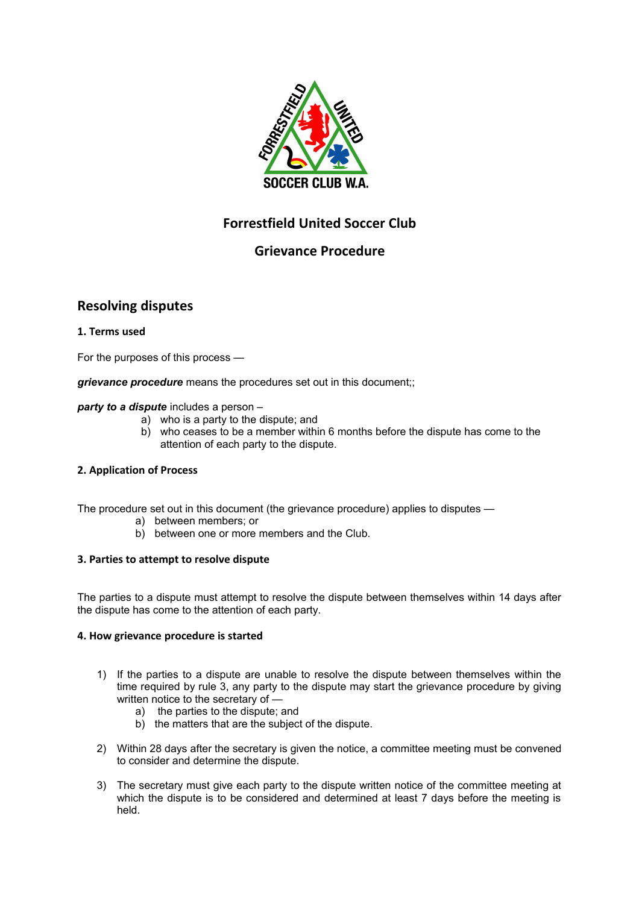# Forrestfield United Soccer Club

## Grievance Procedure

## Resolving disputes

### 1. Terms used

For the purposes of this process —

***grievance procedure*** means the procedures set out in this document;;

***party to a dispute*** includes a person –

a) who is a party to the dispute; and
b) who ceases to be a member within 6 months before the dispute has come to the attention of each party to the dispute.

### 2. Application of Process

The procedure set out in this document (the grievance procedure) applies to disputes —

a) between members; or
b) between one or more members and the Club.

### 3. Parties to attempt to resolve dispute

The parties to a dispute must attempt to resolve the dispute between themselves within 14 days after the dispute has come to the attention of each party.

### 4. How grievance procedure is started

1) If the parties to a dispute are unable to resolve the dispute between themselves within the time required by rule 3, any party to the dispute may start the grievance procedure by giving written notice to the secretary of —
   a) the parties to the dispute; and
   b) the matters that are the subject of the dispute.

2) Within 28 days after the secretary is given the notice, a committee meeting must be convened to consider and determine the dispute.

3) The secretary must give each party to the dispute written notice of the committee meeting at which the dispute is to be considered and determined at least 7 days before the meeting is held.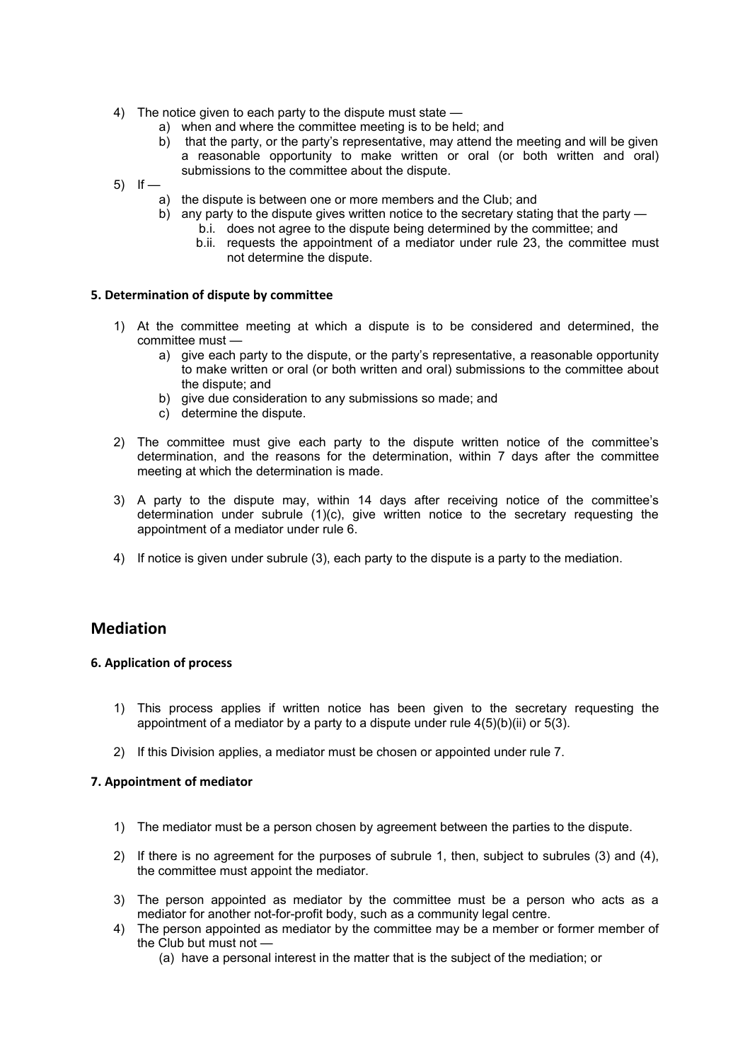4) The notice given to each party to the dispute must state —
    a) when and where the committee meeting is to be held; and
    b) that the party, or the party's representative, may attend the meeting and will be given a reasonable opportunity to make written or oral (or both written and oral) submissions to the committee about the dispute.
5) If —
    a) the dispute is between one or more members and the Club; and
    b) any party to the dispute gives written notice to the secretary stating that the party —
        b.i. does not agree to the dispute being determined by the committee; and
        b.ii. requests the appointment of a mediator under rule 23, the committee must not determine the dispute.

#### 5. Determination of dispute by committee

1) At the committee meeting at which a dispute is to be considered and determined, the committee must —
    a) give each party to the dispute, or the party's representative, a reasonable opportunity to make written or oral (or both written and oral) submissions to the committee about the dispute; and
    b) give due consideration to any submissions so made; and
    c) determine the dispute.

2) The committee must give each party to the dispute written notice of the committee's determination, and the reasons for the determination, within 7 days after the committee meeting at which the determination is made.

3) A party to the dispute may, within 14 days after receiving notice of the committee's determination under subrule (1)(c), give written notice to the secretary requesting the appointment of a mediator under rule 6.

4) If notice is given under subrule (3), each party to the dispute is a party to the mediation.

## Mediation

#### 6. Application of process

1) This process applies if written notice has been given to the secretary requesting the appointment of a mediator by a party to a dispute under rule 4(5)(b)(ii) or 5(3).

2) If this Division applies, a mediator must be chosen or appointed under rule 7.

#### 7. Appointment of mediator

1) The mediator must be a person chosen by agreement between the parties to the dispute.

2) If there is no agreement for the purposes of subrule 1, then, subject to subrules (3) and (4), the committee must appoint the mediator.

3) The person appointed as mediator by the committee must be a person who acts as a mediator for another not-for-profit body, such as a community legal centre.
4) The person appointed as mediator by the committee may be a member or former member of the Club but must not —
    (a) have a personal interest in the matter that is the subject of the mediation; or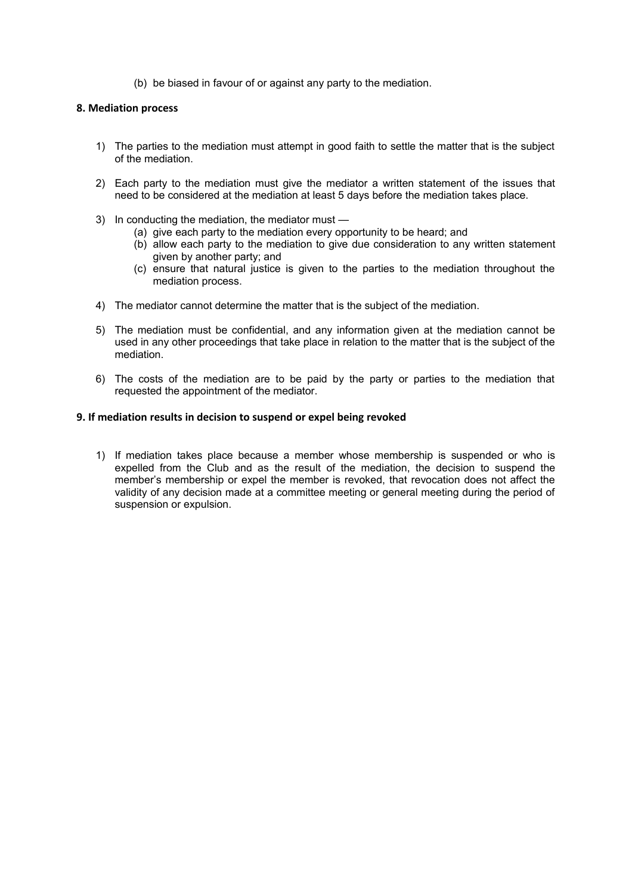(b) be biased in favour of or against any party to the mediation.

**8. Mediation process**

1) The parties to the mediation must attempt in good faith to settle the matter that is the subject of the mediation.

2) Each party to the mediation must give the mediator a written statement of the issues that need to be considered at the mediation at least 5 days before the mediation takes place.

3) In conducting the mediation, the mediator must —
   (a) give each party to the mediation every opportunity to be heard; and
   (b) allow each party to the mediation to give due consideration to any written statement given by another party; and
   (c) ensure that natural justice is given to the parties to the mediation throughout the mediation process.

4) The mediator cannot determine the matter that is the subject of the mediation.

5) The mediation must be confidential, and any information given at the mediation cannot be used in any other proceedings that take place in relation to the matter that is the subject of the mediation.

6) The costs of the mediation are to be paid by the party or parties to the mediation that requested the appointment of the mediator.

**9. If mediation results in decision to suspend or expel being revoked**

1) If mediation takes place because a member whose membership is suspended or who is expelled from the Club and as the result of the mediation, the decision to suspend the member's membership or expel the member is revoked, that revocation does not affect the validity of any decision made at a committee meeting or general meeting during the period of suspension or expulsion.